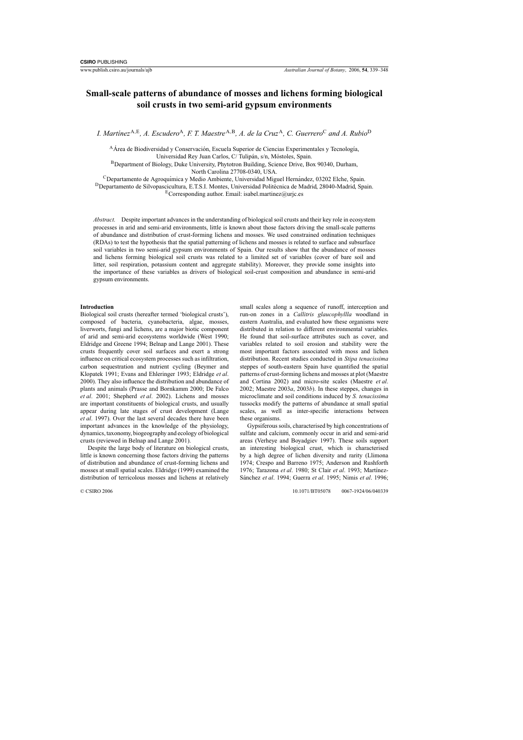# Small-scale patterns of abundance of mosses and lichens forming biological soil crusts in two semi-arid gypsum environments

*I. Martínez*[A,E], *A. Escudero*[A], *F. T. Maestre*[A,B], *A. de la Cruz*[A], *C. Guerrero*[C] *and A. Rubio*[D]

[A]Área de Biodiversidad y Conservación, Escuela Superior de Ciencias Experimentales y Tecnología, Universidad Rey Juan Carlos, C/ Tulipán, s/n, Móstoles, Spain.

[B]Department of Biology, Duke University, Phytotron Building, Science Drive, Box 90340, Durham, North Carolina 27708-0340, USA.

[C]Departamento de Agroquímica y Medio Ambiente, Universidad Miguel Hernández, 03202 Elche, Spain.

[D]Departamento de Silvopascicultura, E.T.S.I. Montes, Universidad Politécnica de Madrid, 28040-Madrid, Spain.

[E]Corresponding author. Email: isabel.martinez@urjc.es

*Abstract.* Despite important advances in the understanding of biological soil crusts and their key role in ecosystem processes in arid and semi-arid environments, little is known about those factors driving the small-scale patterns of abundance and distribution of crust-forming lichens and mosses. We used constrained ordination techniques (RDAs) to test the hypothesis that the spatial patterning of lichens and mosses is related to surface and subsurface soil variables in two semi-arid gypsum environments of Spain. Our results show that the abundance of mosses and lichens forming biological soil crusts was related to a limited set of variables (cover of bare soil and litter, soil respiration, potassium content and aggregate stability). Moreover, they provide some insights into the importance of these variables as drivers of biological soil-crust composition and abundance in semi-arid gypsum environments.

## Introduction

Biological soil crusts (hereafter termed 'biological crusts'), composed of bacteria, cyanobacteria, algae, mosses, liverworts, fungi and lichens, are a major biotic component of arid and semi-arid ecosystems worldwide (West 1990; Eldridge and Greene 1994; Belnap and Lange 2001). These crusts frequently cover soil surfaces and exert a strong influence on critical ecosystem processes such as infiltration, carbon sequestration and nutrient cycling (Beymer and Klopatek 1991; Evans and Ehleringer 1993; Eldridge *et al*. 2000). They also influence the distribution and abundance of plants and animals (Prasse and Bornkamm 2000; De Falco *et al*. 2001; Shepherd *et al*. 2002). Lichens and mosses are important constituents of biological crusts, and usually appear during late stages of crust development (Lange *et al*. 1997). Over the last several decades there have been important advances in the knowledge of the physiology, dynamics, taxonomy, biogeography and ecology of biological crusts (reviewed in Belnap and Lange 2001).

Despite the large body of literature on biological crusts, little is known concerning those factors driving the patterns of distribution and abundance of crust-forming lichens and mosses at small spatial scales. Eldridge (1999) examined the distribution of terricolous mosses and lichens at relatively small scales along a sequence of runoff, interception and run-on zones in a *Callitris glaucophyllla* woodland in eastern Australia, and evaluated how these organisms were distributed in relation to different environmental variables. He found that soil-surface attributes such as cover, and variables related to soil erosion and stability were the most important factors associated with moss and lichen distribution. Recent studies conducted in *Stipa tenacissima* steppes of south-eastern Spain have quantified the spatial patterns of crust-forming lichens and mosses at plot (Maestre and Cortina 2002) and micro-site scales (Maestre *et al*. 2002; Maestre 2003*a*, 2003*b*). In these steppes, changes in microclimate and soil conditions induced by *S. tenacissima* tussocks modify the patterns of abundance at small spatial scales, as well as inter-specific interactions between these organisms.

Gypsiferous soils, characterised by high concentrations of sulfate and calcium, commonly occur in arid and semi-arid areas (Verheye and Boyadgiev 1997). These soils support an interesting biological crust, which is characterised by a high degree of lichen diversity and rarity (Llimona 1974; Crespo and Barreno 1975; Anderson and Rushforth 1976; Tarazona *et al*. 1980; St Clair *et al*. 1993; Martínez-Sánchez *et al*. 1994; Guerra *et al*. 1995; Nimis *et al*. 1996;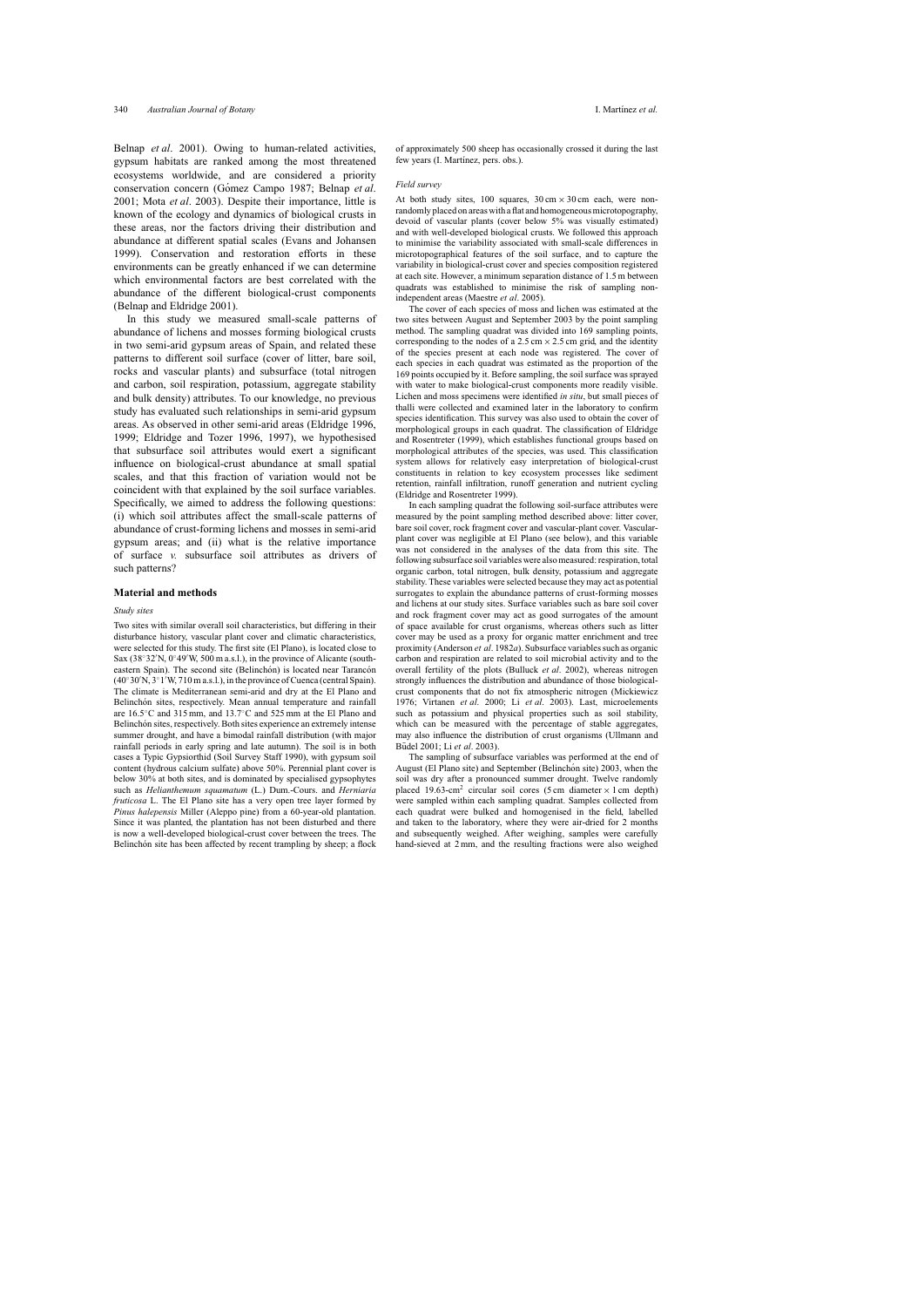Belnap *et al*. 2001). Owing to human-related activities, gypsum habitats are ranked among the most threatened ecosystems worldwide, and are considered a priority conservation concern (Gómez Campo 1987; Belnap *et al*. 2001; Mota *et al*. 2003). Despite their importance, little is known of the ecology and dynamics of biological crusts in these areas, nor the factors driving their distribution and abundance at different spatial scales (Evans and Johansen 1999). Conservation and restoration efforts in these environments can be greatly enhanced if we can determine which environmental factors are best correlated with the abundance of the different biological-crust components (Belnap and Eldridge 2001).

In this study we measured small-scale patterns of abundance of lichens and mosses forming biological crusts in two semi-arid gypsum areas of Spain, and related these patterns to different soil surface (cover of litter, bare soil, rocks and vascular plants) and subsurface (total nitrogen and carbon, soil respiration, potassium, aggregate stability and bulk density) attributes. To our knowledge, no previous study has evaluated such relationships in semi-arid gypsum areas. As observed in other semi-arid areas (Eldridge 1996, 1999; Eldridge and Tozer 1996, 1997), we hypothesised that subsurface soil attributes would exert a significant influence on biological-crust abundance at small spatial scales, and that this fraction of variation would not be coincident with that explained by the soil surface variables. Specifically, we aimed to address the following questions: (i) which soil attributes affect the small-scale patterns of abundance of crust-forming lichens and mosses in semi-arid gypsum areas; and (ii) what is the relative importance of surface *v.* subsurface soil attributes as drivers of such patterns?

## Material and methods

### *Study sites*

Two sites with similar overall soil characteristics, but differing in their disturbance history, vascular plant cover and climatic characteristics, were selected for this study. The first site (El Plano), is located close to Sax (38°32′N, 0°49′W, 500 m a.s.l.), in the province of Alicante (south-eastern Spain). The second site (Belinchón) is located near Tarancón (40°30′N, 3°1′W, 710 m a.s.l.), in the province of Cuenca (central Spain). The climate is Mediterranean semi-arid and dry at the El Plano and Belinchón sites, respectively. Mean annual temperature and rainfall are 16.5°C and 315 mm, and 13.7°C and 525 mm at the El Plano and Belinchón sites, respectively. Both sites experience an extremely intense summer drought, and have a bimodal rainfall distribution (with major rainfall periods in early spring and late autumn). The soil is in both cases a Typic Gypsiorthid (Soil Survey Staff 1990), with gypsum soil content (hydrous calcium sulfate) above 50%. Perennial plant cover is below 30% at both sites, and is dominated by specialised gypsophytes such as *Helianthemum squamatum* (L.) Dum.-Cours. and *Herniaria fruticosa* L. The El Plano site has a very open tree layer formed by *Pinus halepensis* Miller (Aleppo pine) from a 60-year-old plantation. Since it was planted, the plantation has not been disturbed and there is now a well-developed biological-crust cover between the trees. The Belinchón site has been affected by recent trampling by sheep; a flock of approximately 500 sheep has occasionally crossed it during the last few years (I. Martínez, pers. obs.).

### *Field survey*

At both study sites, 100 squares, 30 cm × 30 cm each, were non-randomly placed on areas with a flat and homogeneous microtopography, devoid of vascular plants (cover below 5% was visually estimated) and with well-developed biological crusts. We followed this approach to minimise the variability associated with small-scale differences in microtopographical features of the soil surface, and to capture the variability in biological-crust cover and species composition registered at each site. However, a minimum separation distance of 1.5 m between quadrats was established to minimise the risk of sampling non-independent areas (Maestre *et al*. 2005).

The cover of each species of moss and lichen was estimated at the two sites between August and September 2003 by the point sampling method. The sampling quadrat was divided into 169 sampling points, corresponding to the nodes of a 2.5 cm × 2.5 cm grid, and the identity of the species present at each node was registered. The cover of each species in each quadrat was estimated as the proportion of the 169 points occupied by it. Before sampling, the soil surface was sprayed with water to make biological-crust components more readily visible. Lichen and moss specimens were identified *in situ*, but small pieces of thalli were collected and examined later in the laboratory to confirm species identification. This survey was also used to obtain the cover of morphological groups in each quadrat. The classification of Eldridge and Rosentreter (1999), which establishes functional groups based on morphological attributes of the species, was used. This classification system allows for relatively easy interpretation of biological-crust constituents in relation to key ecosystem processes like sediment retention, rainfall infiltration, runoff generation and nutrient cycling (Eldridge and Rosentreter 1999).

In each sampling quadrat the following soil-surface attributes were measured by the point sampling method described above: litter cover, bare soil cover, rock fragment cover and vascular-plant cover. Vascular-plant cover was negligible at El Plano (see below), and this variable was not considered in the analyses of the data from this site. The following subsurface soil variables were also measured: respiration, total organic carbon, total nitrogen, bulk density, potassium and aggregate stability. These variables were selected because they may act as potential surrogates to explain the abundance patterns of crust-forming mosses and lichens at our study sites. Surface variables such as bare soil cover and rock fragment cover may act as good surrogates of the amount of space available for crust organisms, whereas others such as litter cover may be used as a proxy for organic matter enrichment and tree proximity (Anderson *et al*. 1982*a*). Subsurface variables such as organic carbon and respiration are related to soil microbial activity and to the overall fertility of the plots (Bulluck *et al*. 2002), whereas nitrogen strongly influences the distribution and abundance of those biological-crust components that do not fix atmospheric nitrogen (Mickiewicz 1976; Virtanen *et al*. 2000; Li *et al*. 2003). Last, microelements such as potassium and physical properties such as soil stability, which can be measured with the percentage of stable aggregates, may also influence the distribution of crust organisms (Ullmann and Büdel 2001; Li *et al*. 2003).

The sampling of subsurface variables was performed at the end of August (El Plano site) and September (Belinchón site) 2003, when the soil was dry after a pronounced summer drought. Twelve randomly placed 19.63-cm$^2$ circular soil cores (5 cm diameter × 1 cm depth) were sampled within each sampling quadrat. Samples collected from each quadrat were bulked and homogenised in the field, labelled and taken to the laboratory, where they were air-dried for 2 months and subsequently weighed. After weighing, samples were carefully hand-sieved at 2 mm, and the resulting fractions were also weighed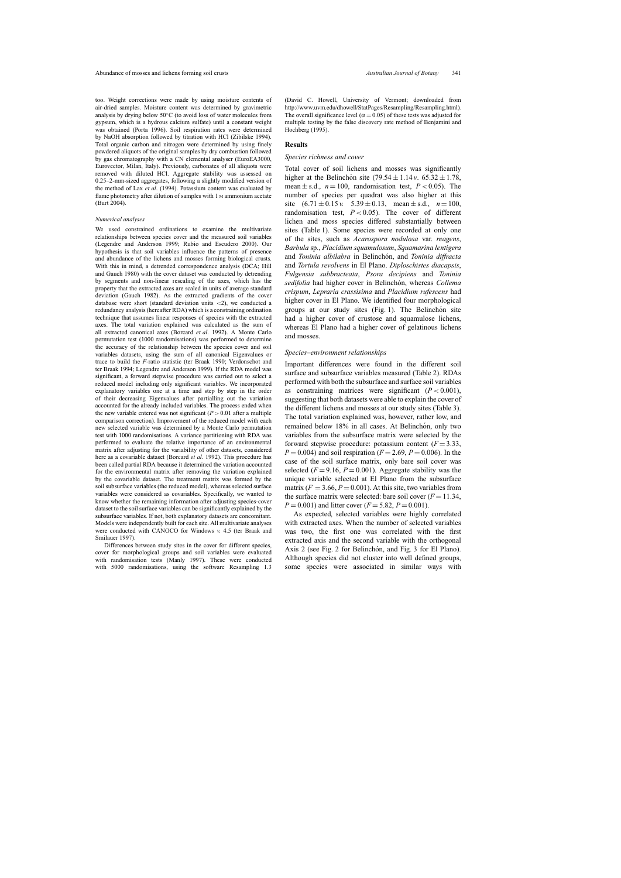too. Weight corrections were made by using moisture contents of air-dried samples. Moisture content was determined by gravimetric analysis by drying below 50°C (to avoid loss of water molecules from gypsum, which is a hydrous calcium sulfate) until a constant weight was obtained (Porta 1996). Soil respiration rates were determined by NaOH absorption followed by titration with HCl (Zibilske 1994). Total organic carbon and nitrogen were determined by using finely powdered aliquots of the original samples by dry combustion followed by gas chromatography with a CN elemental analyser (EuroEA3000, Eurovector, Milan, Italy). Previously, carbonates of all aliquots were removed with diluted HCl. Aggregate stability was assessed on 0.25–2-mm-sized aggregates, following a slightly modified version of the method of Lax *et al*. (1994). Potassium content was evaluated by flame photometry after dilution of samples with 1 M ammonium acetate (Burt 2004).

### *Numerical analyses*

We used constrained ordinations to examine the multivariate relationships between species cover and the measured soil variables (Legendre and Anderson 1999; Rubio and Escudero 2000). Our hypothesis is that soil variables influence the patterns of presence and abundance of the lichens and mosses forming biological crusts. With this in mind, a detrended correspondence analysis (DCA; Hill and Gauch 1980) with the cover dataset was conducted by detrending by segments and non-linear rescaling of the axes, which has the property that the extracted axes are scaled in units of average standard deviation (Gauch 1982). As the extracted gradients of the cover database were short (standard deviation units <2), we conducted a redundancy analysis (hereafter RDA) which is a constraining ordination technique that assumes linear responses of species with the extracted axes. The total variation explained was calculated as the sum of all extracted canonical axes (Borcard *et al*. 1992). A Monte Carlo permutation test (1000 randomisations) was performed to determine the accuracy of the relationship between the species cover and soil variables datasets, using the sum of all canonical Eigenvalues or trace to build the *F*-ratio statistic (ter Braak 1990; Verdonschot and ter Braak 1994; Legendre and Anderson 1999). If the RDA model was significant, a forward stepwise procedure was carried out to select a reduced model including only significant variables. We incorporated explanatory variables one at a time and step by step in the order of their decreasing Eigenvalues after partialling out the variation accounted for the already included variables. The process ended when the new variable entered was not significant ($P > 0.01$ after a multiple comparison correction). Improvement of the reduced model with each new selected variable was determined by a Monte Carlo permutation test with 1000 randomisations. A variance partitioning with RDA was performed to evaluate the relative importance of an environmental matrix after adjusting for the variability of other datasets, considered here as a covariable dataset (Borcard *et al*. 1992). This procedure has been called partial RDA because it determined the variation accounted for the environmental matrix after removing the variation explained by the covariable dataset. The treatment matrix was formed by the soil subsurface variables (the reduced model), whereas selected surface variables were considered as covariables. Specifically, we wanted to know whether the remaining information after adjusting species-cover dataset to the soil surface variables can be significantly explained by the subsurface variables. If not, both explanatory datasets are concomitant. Models were independently built for each site. All multivariate analyses were conducted with CANOCO for Windows *v*. 4.5 (ter Braak and Smilauer 1997).

Differences between study sites in the cover for different species, cover for morphological groups and soil variables were evaluated with randomisation tests (Manly 1997). These were conducted with 5000 randomisations, using the software Resampling 1.3 (David C. Howell, University of Vermont; downloaded from http://www.uvm.edu/dhowell/StatPages/Resampling/Resampling.html). The overall significance level ($\alpha = 0.05$) of these tests was adjusted for multiple testing by the false discovery rate method of Benjamini and Hochberg (1995).

## Results

### *Species richness and cover*

Total cover of soil lichens and mosses was significantly higher at the Belinchón site ($79.54 \pm 1.14$ *v*. $65.32 \pm 1.78$, mean ± s.d., $n = 100$, randomisation test, $P < 0.05$). The number of species per quadrat was also higher at this site ($6.71 \pm 0.15$ *v*. $5.39 \pm 0.13$, mean ± s.d., $n = 100$, randomisation test, $P < 0.05$). The cover of different lichen and moss species differed substantially between sites (Table 1). Some species were recorded at only one of the sites, such as *Acarospora nodulosa* var. *reagens*, *Barbula* sp., *Placidium squamulosum*, *Squamarina lentigera* and *Toninia albilabra* in Belinchón, and *Toninia diffracta* and *Tortula revolvens* in El Plano. *Diploschistes diacapsis*, *Fulgensia subbracteata*, *Psora decipiens* and *Toninia sedifolia* had higher cover in Belinchón, whereas *Collema crispum*, *Lepraria crassisima* and *Placidium rufescens* had higher cover in El Plano. We identified four morphological groups at our study sites (Fig. 1). The Belinchón site had a higher cover of crustose and squamulose lichens, whereas El Plano had a higher cover of gelatinous lichens and mosses.

### *Species–environment relationships*

Important differences were found in the different soil surface and subsurface variables measured (Table 2). RDAs performed with both the subsurface and surface soil variables as constraining matrices were significant ($P < 0.001$), suggesting that both datasets were able to explain the cover of the different lichens and mosses at our study sites (Table 3). The total variation explained was, however, rather low, and remained below 18% in all cases. At Belinchón, only two variables from the subsurface matrix were selected by the forward stepwise procedure: potassium content ($F = 3.33$, $P = 0.004$) and soil respiration ($F = 2.69$, $P = 0.006$). In the case of the soil surface matrix, only bare soil cover was selected ($F = 9.16$, $P = 0.001$). Aggregate stability was the unique variable selected at El Plano from the subsurface matrix ($F = 3.66$, $P = 0.001$). At this site, two variables from the surface matrix were selected: bare soil cover ($F = 11.34$, $P = 0.001$) and litter cover ($F = 5.82$, $P = 0.001$).

As expected, selected variables were highly correlated with extracted axes. When the number of selected variables was two, the first one was correlated with the first extracted axis and the second variable with the orthogonal Axis 2 (see Fig. 2 for Belinchón, and Fig. 3 for El Plano). Although species did not cluster into well defined groups, some species were associated in similar ways with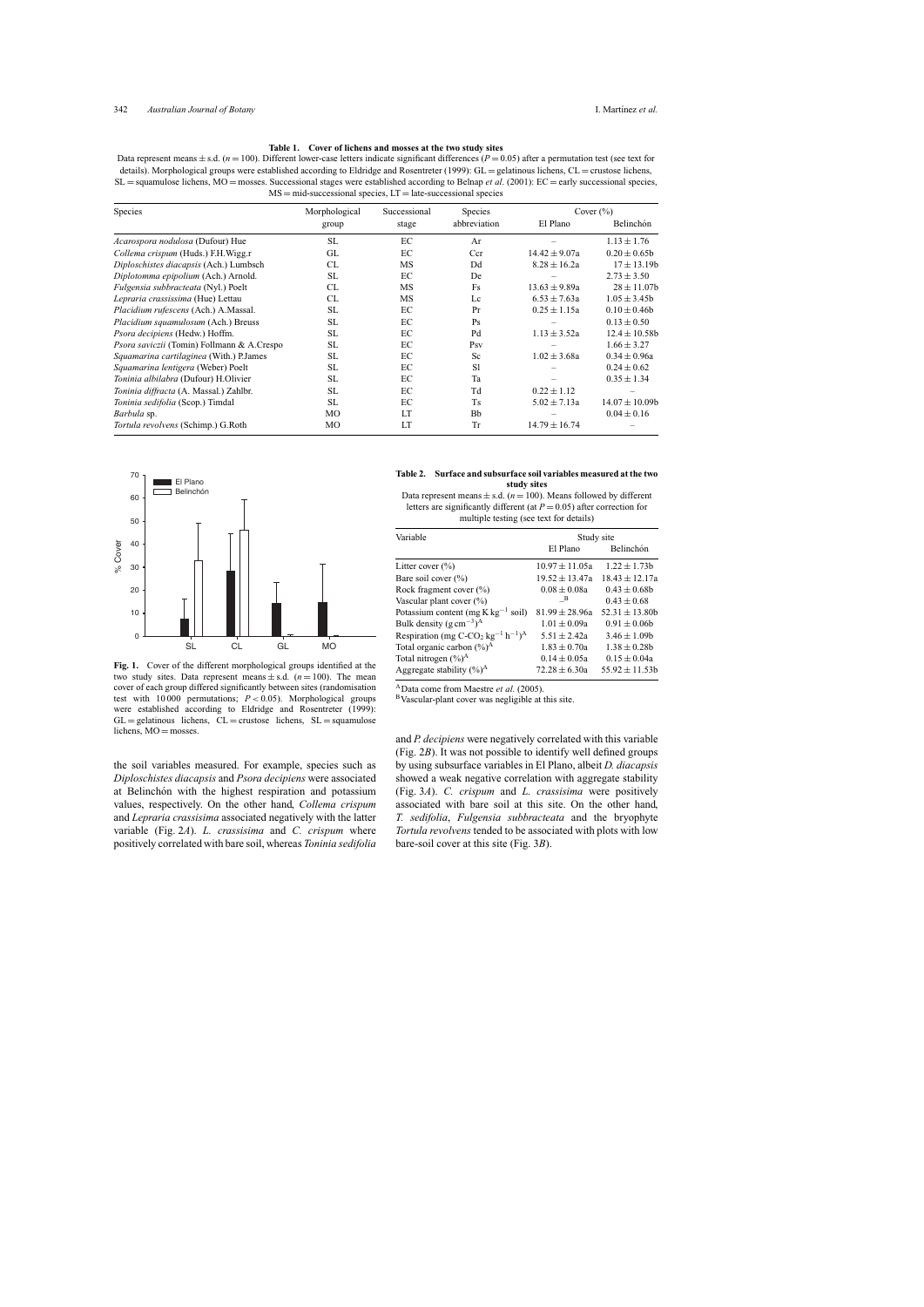**Table 1. Cover of lichens and mosses at the two study sites**

Data represent means ± s.d. ($n = 100$). Different lower-case letters indicate significant differences ($P = 0.05$) after a permutation test (see text for details). Morphological groups were established according to Eldridge and Rosentreter (1999): GL = gelatinous lichens, CL = crustose lichens, SL = squamulose lichens, MO = mosses. Successional stages were established according to Belnap *et al.* (2001): EC = early successional species, MS = mid-successional species, LT = late-successional species

| Species | Morphological group | Successional stage | Species abbreviation | Cover (%) | |
|---|---|---|---|---|---|
| | | | | El Plano | Belinchón |
| *Acarospora nodulosa* (Dufour) Hue | SL | EC | Ar | – | 1.13 ± 1.76 |
| *Collema crispum* (Huds.) F.H.Wigg.r | GL | EC | Ccr | 14.42 ± 9.07a | 0.20 ± 0.65b |
| *Diploschistes diacapsis* (Ach.) Lumbsch | CL | MS | Dd | 8.28 ± 16.2a | 17 ± 13.19b |
| *Diplotomma epipolium* (Ach.) Arnold. | SL | EC | De | – | 2.73 ± 3.50 |
| *Fulgensia subbracteata* (Nyl.) Poelt | CL | MS | Fs | 13.63 ± 9.89a | 28 ± 11.07b |
| *Lepraria crassissima* (Hue) Lettau | CL | MS | Lc | 6.53 ± 7.63a | 1.05 ± 3.45b |
| *Placidium rufescens* (Ach.) A.Massal. | SL | EC | Pr | 0.25 ± 1.15a | 0.10 ± 0.46b |
| *Placidium squamulosum* (Ach.) Breuss | SL | EC | Ps | – | 0.13 ± 0.50 |
| *Psora decipiens* (Hedw.) Hoffm. | SL | EC | Pd | 1.13 ± 3.52a | 12.4 ± 10.58b |
| *Psora saviczii* (Tomin) Follmann & A.Crespo | SL | EC | Psv | – | 1.66 ± 3.27 |
| *Squamarina cartilaginea* (With.) P.James | SL | EC | Sc | 1.02 ± 3.68a | 0.34 ± 0.96a |
| *Squamarina lentigera* (Weber) Poelt | SL | EC | Sl | – | 0.24 ± 0.62 |
| *Toninia albilabra* (Dufour) H.Olivier | SL | EC | Ta | – | 0.35 ± 1.34 |
| *Toninia diffracta* (A. Massal.) Zahlbr. | SL | EC | Td | 0.22 ± 1.12 | – |
| *Toninia sedifolia* (Scop.) Timdal | SL | EC | Ts | 5.02 ± 7.13a | 14.07 ± 10.09b |
| *Barbula* sp. | MO | LT | Bb | – | 0.04 ± 0.16 |
| *Tortula revolvens* (Schimp.) G.Roth | MO | LT | Tr | 14.79 ± 16.74 | – |

**Fig. 1.** Cover of the different morphological groups identified at the two study sites. Data represent means ± s.d. ($n = 100$). The mean cover of each group differed significantly between sites (randomisation test with 10 000 permutations; $P < 0.05$). Morphological groups were established according to Eldridge and Rosentreter (1999): GL = gelatinous lichens, CL = crustose lichens, SL = squamulose lichens, MO = mosses.

the soil variables measured. For example, species such as *Diploschistes diacapsis* and *Psora decipiens* were associated at Belinchón with the highest respiration and potassium values, respectively. On the other hand, *Collema crispum* and *Lepraria crassisima* associated negatively with the latter variable (Fig. 2*A*). *L. crassisima* and *C. crispum* where positively correlated with bare soil, whereas *Toninia sedifolia* and *P. decipiens* were negatively correlated with this variable (Fig. 2*B*). It was not possible to identify well defined groups by using subsurface variables in El Plano, albeit *D. diacapsis* showed a weak negative correlation with aggregate stability (Fig. 3*A*). *C. crispum* and *L. crassisima* were positively associated with bare soil at this site. On the other hand, *T. sedifolia*, *Fulgensia subbracteata* and the bryophyte *Tortula revolvens* tended to be associated with plots with low bare-soil cover at this site (Fig. 3*B*).

**Table 2. Surface and subsurface soil variables measured at the two study sites**

Data represent means ± s.d. ($n = 100$). Means followed by different letters are significantly different (at $P = 0.05$) after correction for multiple testing (see text for details)

| Variable | Study site | |
|---|---|---|
| | El Plano | Belinchón |
| Litter cover (%) | 10.97 ± 11.05a | 1.22 ± 1.73b |
| Bare soil cover (%) | 19.52 ± 13.47a | 18.43 ± 12.17a |
| Rock fragment cover (%) | 0.08 ± 0.08a | 0.43 ± 0.68b |
| Vascular plant cover (%) | –[B] | 0.43 ± 0.68 |
| Potassium content (mg K $kg^{-1}$ soil) | 81.99 ± 28.96a | 52.31 ± 13.80b |
| Bulk density (g $cm^{-3}$)[A] | 1.01 ± 0.09a | 0.91 ± 0.06b |
| Respiration (mg C-$CO_2$ $kg^{-1}$ $h^{-1}$)[A] | 5.51 ± 2.42a | 3.46 ± 1.09b |
| Total organic carbon (%)[A] | 1.83 ± 0.70a | 1.38 ± 0.28b |
| Total nitrogen (%)[A] | 0.14 ± 0.05a | 0.15 ± 0.04a |
| Aggregate stability (%)[A] | 72.28 ± 6.30a | 55.92 ± 11.53b |

[A] Data come from Maestre *et al.* (2005).
[B] Vascular-plant cover was negligible at this site.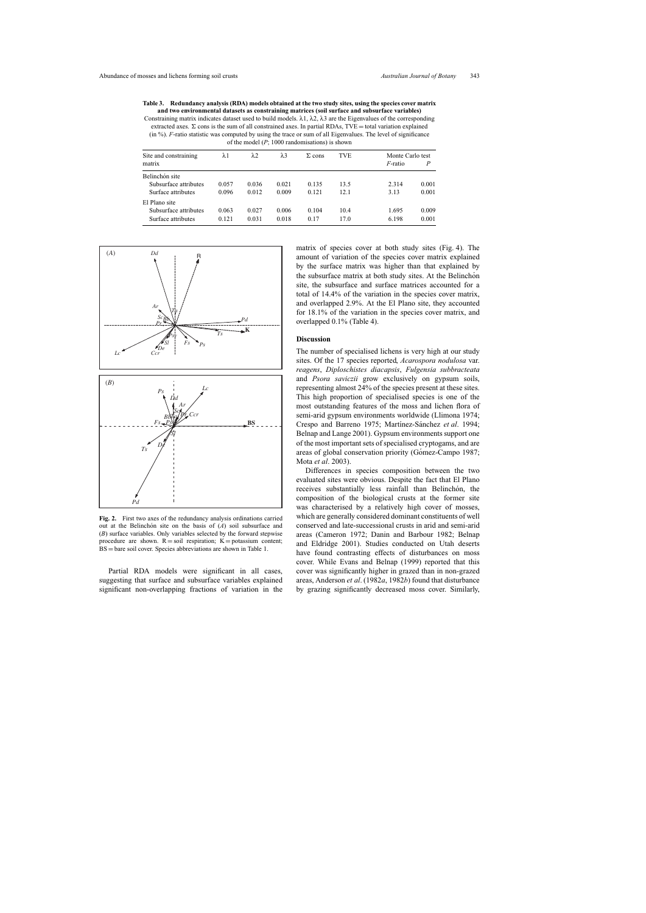**Table 3. Redundancy analysis (RDA) models obtained at the two study sites, using the species cover matrix and two environmental datasets as constraining matrices (soil surface and subsurface variables)**

Constraining matrix indicates dataset used to build models. λ1, λ2, λ3 are the Eigenvalues of the corresponding extracted axes. Σ cons is the sum of all constrained axes. In partial RDAs, TVE = total variation explained (in %). *F*-ratio statistic was computed by using the trace or sum of all Eigenvalues. The level of significance of the model (*P*; 1000 randomisations) is shown

| Site and constraining matrix | λ1 | λ2 | λ3 | Σ cons | TVE | Monte Carlo test *F*-ratio | *P* |
|---|---|---|---|---|---|---|---|
| Belinchón site | | | | | | | |
| Subsurface attributes | 0.057 | 0.036 | 0.021 | 0.135 | 13.5 | 2.314 | 0.001 |
| Surface attributes | 0.096 | 0.012 | 0.009 | 0.121 | 12.1 | 3.13 | 0.001 |
| El Plano site | | | | | | | |
| Subsurface attributes | 0.063 | 0.027 | 0.006 | 0.104 | 10.4 | 1.695 | 0.009 |
| Surface attributes | 0.121 | 0.031 | 0.018 | 0.17 | 17.0 | 6.198 | 0.001 |

**Fig. 2.** First two axes of the redundancy analysis ordinations carried out at the Belinchón site on the basis of (*A*) soil subsurface and (*B*) surface variables. Only variables selected by the forward stepwise procedure are shown. R = soil respiration; K = potassium content; BS = bare soil cover. Species abbreviations are shown in Table 1.

Partial RDA models were significant in all cases, suggesting that surface and subsurface variables explained significant non-overlapping fractions of variation in the matrix of species cover at both study sites (Fig. 4). The amount of variation of the species cover matrix explained by the surface matrix was higher than that explained by the subsurface matrix at both study sites. At the Belinchón site, the subsurface and surface matrices accounted for a total of 14.4% of the variation in the species cover matrix, and overlapped 2.9%. At the El Plano site, they accounted for 18.1% of the variation in the species cover matrix, and overlapped 0.1% (Table 4).

## Discussion

The number of specialised lichens is very high at our study sites. Of the 17 species reported, *Acarospora nodulosa* var. *reagens*, *Diploschistes diacapsis*, *Fulgensia subbracteata* and *Psora saviczii* grow exclusively on gypsum soils, representing almost 24% of the species present at these sites. This high proportion of specialised species is one of the most outstanding features of the moss and lichen flora of semi-arid gypsum environments worldwide (Llimona 1974; Crespo and Barreno 1975; Martínez-Sánchez *et al*. 1994; Belnap and Lange 2001). Gypsum environments support one of the most important sets of specialised cryptogams, and are areas of global conservation priority (Gómez-Campo 1987; Mota *et al*. 2003).

Differences in species composition between the two evaluated sites were obvious. Despite the fact that El Plano receives substantially less rainfall than Belinchón, the composition of the biological crusts at the former site was characterised by a relatively high cover of mosses, which are generally considered dominant constituents of well conserved and late-successional crusts in arid and semi-arid areas (Cameron 1972; Danin and Barbour 1982; Belnap and Eldridge 2001). Studies conducted on Utah deserts have found contrasting effects of disturbances on moss cover. While Evans and Belnap (1999) reported that this cover was significantly higher in grazed than in non-grazed areas, Anderson *et al*. (1982*a*, 1982*b*) found that disturbance by grazing significantly decreased moss cover. Similarly,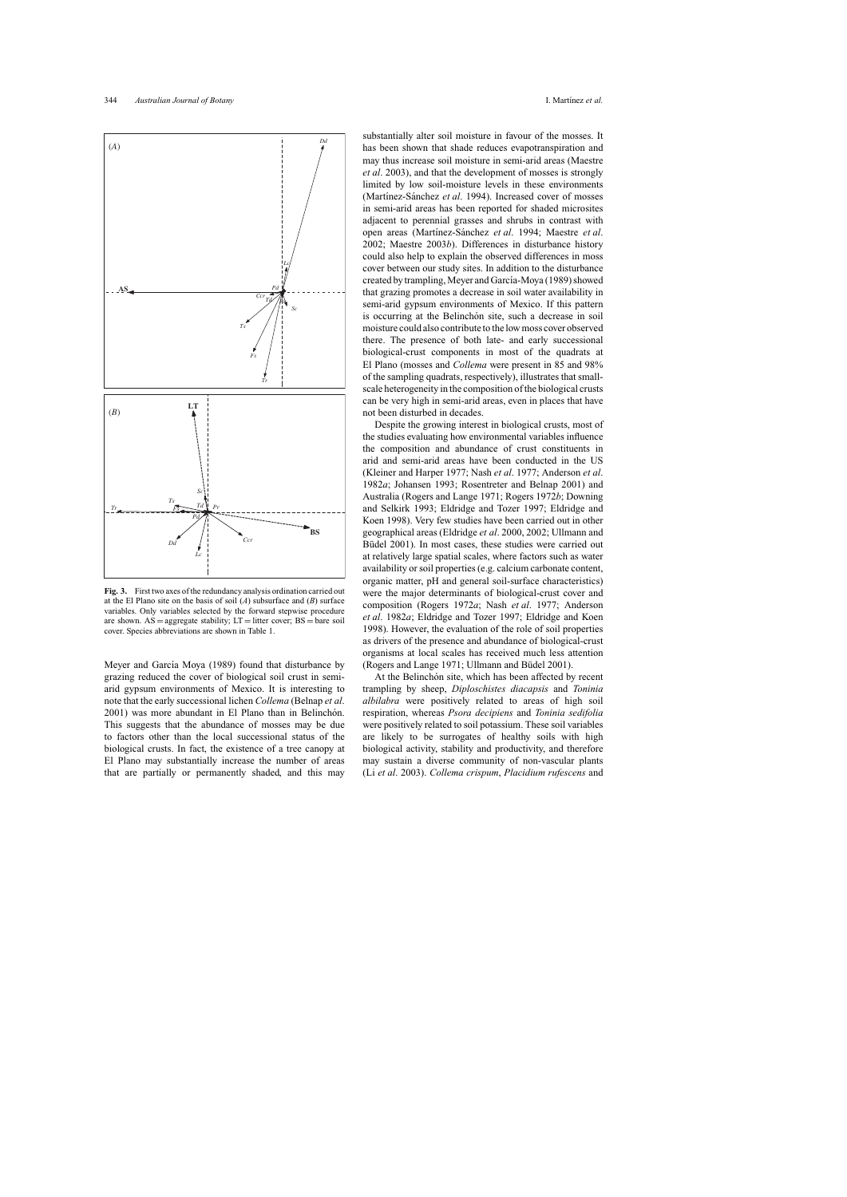**Fig. 3.** First two axes of the redundancy analysis ordination carried out at the El Plano site on the basis of soil (*A*) subsurface and (*B*) surface variables. Only variables selected by the forward stepwise procedure are shown. AS = aggregate stability; LT = litter cover; BS = bare soil cover. Species abbreviations are shown in Table 1.

Meyer and García Moya (1989) found that disturbance by grazing reduced the cover of biological soil crust in semi-arid gypsum environments of Mexico. It is interesting to note that the early successional lichen *Collema* (Belnap *et al*. 2001) was more abundant in El Plano than in Belinchón. This suggests that the abundance of mosses may be due to factors other than the local successional status of the biological crusts. In fact, the existence of a tree canopy at El Plano may substantially increase the number of areas that are partially or permanently shaded, and this may substantially alter soil moisture in favour of the mosses. It has been shown that shade reduces evapotranspiration and may thus increase soil moisture in semi-arid areas (Maestre *et al*. 2003), and that the development of mosses is strongly limited by low soil-moisture levels in these environments (Martínez-Sánchez *et al*. 1994). Increased cover of mosses in semi-arid areas has been reported for shaded microsites adjacent to perennial grasses and shrubs in contrast with open areas (Martínez-Sánchez *et al*. 1994; Maestre *et al*. 2002; Maestre 2003*b*). Differences in disturbance history could also help to explain the observed differences in moss cover between our study sites. In addition to the disturbance created by trampling, Meyer and García-Moya (1989) showed that grazing promotes a decrease in soil water availability in semi-arid gypsum environments of Mexico. If this pattern is occurring at the Belinchón site, such a decrease in soil moisture could also contribute to the low moss cover observed there. The presence of both late- and early successional biological-crust components in most of the quadrats at El Plano (mosses and *Collema* were present in 85 and 98% of the sampling quadrats, respectively), illustrates that small-scale heterogeneity in the composition of the biological crusts can be very high in semi-arid areas, even in places that have not been disturbed in decades.

Despite the growing interest in biological crusts, most of the studies evaluating how environmental variables influence the composition and abundance of crust constituents in arid and semi-arid areas have been conducted in the US (Kleiner and Harper 1977; Nash *et al*. 1977; Anderson *et al*. 1982*a*; Johansen 1993; Rosentreter and Belnap 2001) and Australia (Rogers and Lange 1971; Rogers 1972*b*; Downing and Selkirk 1993; Eldridge and Tozer 1997; Eldridge and Koen 1998). Very few studies have been carried out in other geographical areas (Eldridge *et al*. 2000, 2002; Ullmann and Büdel 2001). In most cases, these studies were carried out at relatively large spatial scales, where factors such as water availability or soil properties (e.g. calcium carbonate content, organic matter, pH and general soil-surface characteristics) were the major determinants of biological-crust cover and composition (Rogers 1972*a*; Nash *et al*. 1977; Anderson *et al*. 1982*a*; Eldridge and Tozer 1997; Eldridge and Koen 1998). However, the evaluation of the role of soil properties as drivers of the presence and abundance of biological-crust organisms at local scales has received much less attention (Rogers and Lange 1971; Ullmann and Büdel 2001).

At the Belinchón site, which has been affected by recent trampling by sheep, *Diploschistes diacapsis* and *Toninia albilabra* were positively related to areas of high soil respiration, whereas *Psora decipiens* and *Toninia sedifolia* were positively related to soil potassium. These soil variables are likely to be surrogates of healthy soils with high biological activity, stability and productivity, and therefore may sustain a diverse community of non-vascular plants (Li *et al*. 2003). *Collema crispum*, *Placidium rufescens* and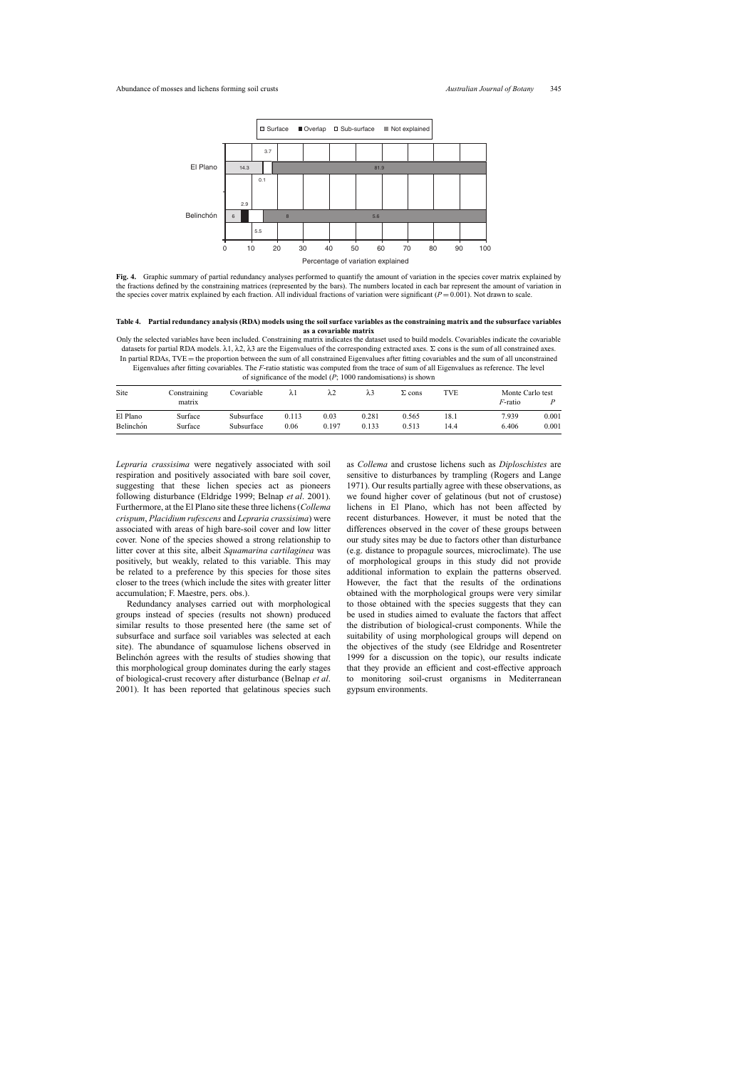Surface Overlap Sub-surface Not explained

El Plano

3.7

14.3

81.9

0.1

Belinchón

2.9

6

8

5.6

5.5

0 10 20 30 40 50 60 70 80 90 100

Percentage of variation explained

**Fig. 4.** Graphic summary of partial redundancy analyses performed to quantify the amount of variation in the species cover matrix explained by the fractions defined by the constraining matrices (represented by the bars). The numbers located in each bar represent the amount of variation in the species cover matrix explained by each fraction. All individual fractions of variation were significant ($P = 0.001$). Not drawn to scale.

**Table 4. Partial redundancy analysis (RDA) models using the soil surface variables as the constraining matrix and the subsurface variables as a covariable matrix**

Only the selected variables have been included. Constraining matrix indicates the dataset used to build models. Covariables indicate the covariable datasets for partial RDA models. $\lambda 1$, $\lambda 2$, $\lambda 3$ are the Eigenvalues of the corresponding extracted axes. $\Sigma$ cons is the sum of all constrained axes. In partial RDAs, TVE = the proportion between the sum of all constrained Eigenvalues after fitting covariables and the sum of all unconstrained Eigenvalues after fitting covariables. The *F*-ratio statistic was computed from the trace of sum of all Eigenvalues as reference. The level of significance of the model (*P*; 1000 randomisations) is shown

| Site | Constraining matrix | Covariable | $\lambda 1$ | $\lambda 2$ | $\lambda 3$ | $\Sigma$ cons | TVE | Monte Carlo test *F*-ratio | *P* |
|---|---|---|---|---|---|---|---|---|---|
| El Plano | Surface | Subsurface | 0.113 | 0.03 | 0.281 | 0.565 | 18.1 | 7.939 | 0.001 |
| Belinchón | Surface | Subsurface | 0.06 | 0.197 | 0.133 | 0.513 | 14.4 | 6.406 | 0.001 |

*Lepraria crassisima* were negatively associated with soil respiration and positively associated with bare soil cover, suggesting that these lichen species act as pioneers following disturbance (Eldridge 1999; Belnap *et al*. 2001). Furthermore, at the El Plano site these three lichens (*Collema crispum*, *Placidium rufescens* and *Lepraria crassisima*) were associated with areas of high bare-soil cover and low litter cover. None of the species showed a strong relationship to litter cover at this site, albeit *Squamarina cartilaginea* was positively, but weakly, related to this variable. This may be related to a preference by this species for those sites closer to the trees (which include the sites with greater litter accumulation; F. Maestre, pers. obs.).

Redundancy analyses carried out with morphological groups instead of species (results not shown) produced similar results to those presented here (the same set of subsurface and surface soil variables was selected at each site). The abundance of squamulose lichens observed in Belinchón agrees with the results of studies showing that this morphological group dominates during the early stages of biological-crust recovery after disturbance (Belnap *et al*. 2001). It has been reported that gelatinous species such as *Collema* and crustose lichens such as *Diploschistes* are sensitive to disturbances by trampling (Rogers and Lange 1971). Our results partially agree with these observations, as we found higher cover of gelatinous (but not of crustose) lichens in El Plano, which has not been affected by recent disturbances. However, it must be noted that the differences observed in the cover of these groups between our study sites may be due to factors other than disturbance (e.g. distance to propagule sources, microclimate). The use of morphological groups in this study did not provide additional information to explain the patterns observed. However, the fact that the results of the ordinations obtained with the morphological groups were very similar to those obtained with the species suggests that they can be used in studies aimed to evaluate the factors that affect the distribution of biological-crust components. While the suitability of using morphological groups will depend on the objectives of the study (see Eldridge and Rosentreter 1999 for a discussion on the topic), our results indicate that they provide an efficient and cost-effective approach to monitoring soil-crust organisms in Mediterranean gypsum environments.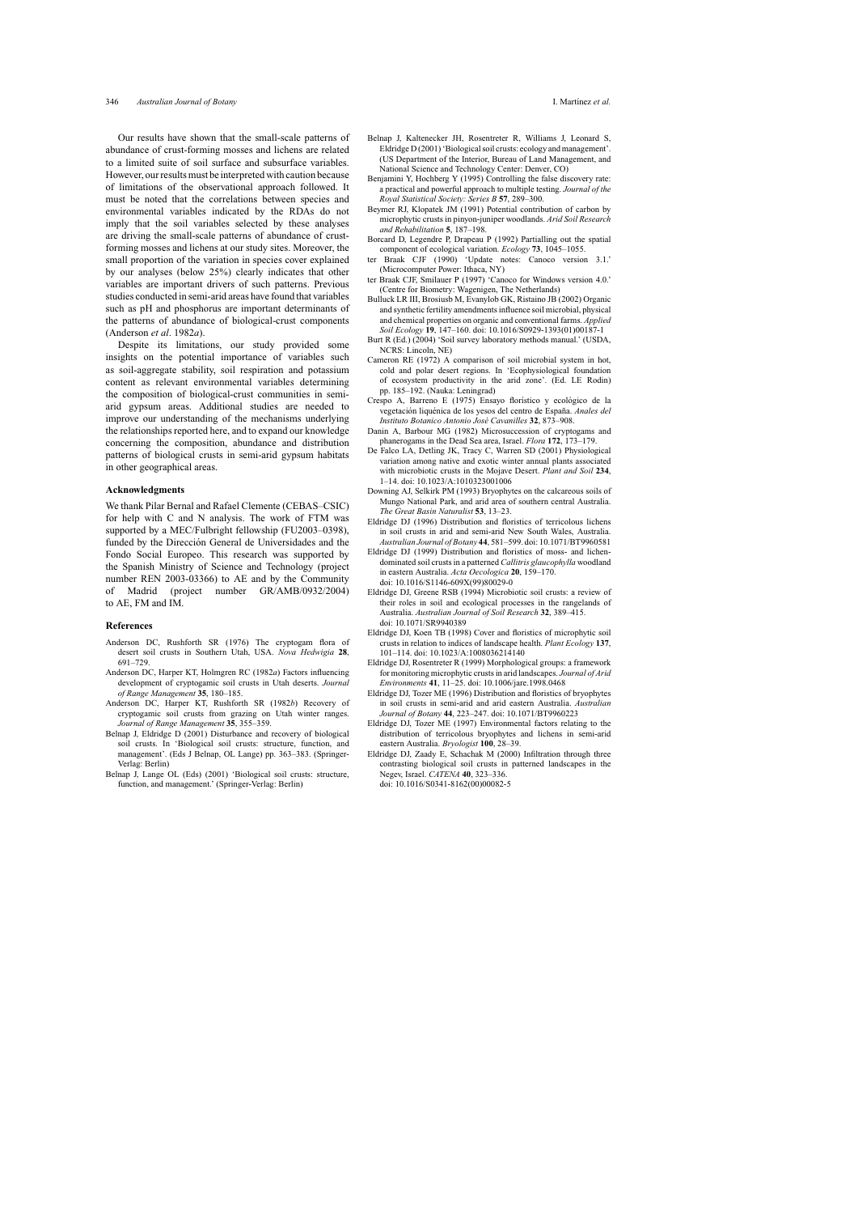Our results have shown that the small-scale patterns of abundance of crust-forming mosses and lichens are related to a limited suite of soil surface and subsurface variables. However, our results must be interpreted with caution because of limitations of the observational approach followed. It must be noted that the correlations between species and environmental variables indicated by the RDAs do not imply that the soil variables selected by these analyses are driving the small-scale patterns of abundance of crust-forming mosses and lichens at our study sites. Moreover, the small proportion of the variation in species cover explained by our analyses (below 25%) clearly indicates that other variables are important drivers of such patterns. Previous studies conducted in semi-arid areas have found that variables such as pH and phosphorus are important determinants of the patterns of abundance of biological-crust components (Anderson *et al*. 1982*a*).

Despite its limitations, our study provided some insights on the potential importance of variables such as soil-aggregate stability, soil respiration and potassium content as relevant environmental variables determining the composition of biological-crust communities in semi-arid gypsum areas. Additional studies are needed to improve our understanding of the mechanisms underlying the relationships reported here, and to expand our knowledge concerning the composition, abundance and distribution patterns of biological crusts in semi-arid gypsum habitats in other geographical areas.

### Acknowledgments

We thank Pilar Bernal and Rafael Clemente (CEBAS–CSIC) for help with C and N analysis. The work of FTM was supported by a MEC/Fulbright fellowship (FU2003–0398), funded by the Dirección General de Universidades and the Fondo Social Europeo. This research was supported by the Spanish Ministry of Science and Technology (project number REN 2003-03366) to AE and by the Community of Madrid (project number GR/AMB/0932/2004) to AE, FM and IM.

### References

Anderson DC, Rushforth SR (1976) The cryptogam flora of desert soil crusts in Southern Utah, USA. *Nova Hedwigia* **28**, 691–729.

Anderson DC, Harper KT, Holmgren RC (1982*a*) Factors influencing development of cryptogamic soil crusts in Utah deserts. *Journal of Range Management* **35**, 180–185.

Anderson DC, Harper KT, Rushforth SR (1982*b*) Recovery of cryptogamic soil crusts from grazing on Utah winter ranges. *Journal of Range Management* **35**, 355–359.

Belnap J, Eldridge D (2001) Disturbance and recovery of biological soil crusts. In 'Biological soil crusts: structure, function, and management'. (Eds J Belnap, OL Lange) pp. 363–383. (Springer-Verlag: Berlin)

Belnap J, Lange OL (Eds) (2001) 'Biological soil crusts: structure, function, and management.' (Springer-Verlag: Berlin)

Belnap J, Kaltenecker JH, Rosentreter R, Williams J, Leonard S, Eldridge D (2001) 'Biological soil crusts: ecology and management'. (US Department of the Interior, Bureau of Land Management, and National Science and Technology Center: Denver, CO)

Benjamini Y, Hochberg Y (1995) Controlling the false discovery rate: a practical and powerful approach to multiple testing. *Journal of the Royal Statistical Society: Series B* **57**, 289–300.

Beymer RJ, Klopatek JM (1991) Potential contribution of carbon by microphytic crusts in pinyon-juniper woodlands. *Arid Soil Research and Rehabilitation* **5**, 187–198.

Borcard D, Legendre P, Drapeau P (1992) Partialling out the spatial component of ecological variation. *Ecology* **73**, 1045–1055.

ter Braak CJF (1990) 'Update notes: Canoco version 3.1.' (Microcomputer Power: Ithaca, NY)

ter Braak CJF, Smilauer P (1997) 'Canoco for Windows version 4.0.' (Centre for Biometry: Wagenigen, The Netherlands)

Bulluck LR III, Brosiusb M, Evanylob GK, Ristaino JB (2002) Organic and synthetic fertility amendments influence soil microbial, physical and chemical properties on organic and conventional farms. *Applied Soil Ecology* **19**, 147–160. doi: 10.1016/S0929-1393(01)00187-1

Burt R (Ed.) (2004) 'Soil survey laboratory methods manual.' (USDA, NCRS: Lincoln, NE)

Cameron RE (1972) A comparison of soil microbial system in hot, cold and polar desert regions. In 'Ecophysiological foundation of ecosystem productivity in the arid zone'. (Ed. LE Rodin) pp. 185–192. (Nauka: Leningrad)

Crespo A, Barreno E (1975) Ensayo florístico y ecológico de la vegetación liquénica de los yesos del centro de España. *Anales del Instituto Botanico Antonio José Cavanilles* **32**, 873–908.

Danin A, Barbour MG (1982) Microsuccession of cryptogams and phanerogams in the Dead Sea area, Israel. *Flora* **172**, 173–179.

De Falco LA, Detling JK, Tracy C, Warren SD (2001) Physiological variation among native and exotic winter annual plants associated with microbiotic crusts in the Mojave Desert. *Plant and Soil* **234**, 1–14. doi: 10.1023/A:1010323001006

Downing AJ, Selkirk PM (1993) Bryophytes on the calcareous soils of Mungo National Park, and arid area of southern central Australia. *The Great Basin Naturalist* **53**, 13–23.

Eldridge DJ (1996) Distribution and floristics of terricolous lichens in soil crusts in arid and semi-arid New South Wales, Australia. *Australian Journal of Botany* **44**, 581–599. doi: 10.1071/BT9960581

Eldridge DJ (1999) Distribution and floristics of moss- and lichen-dominated soil crusts in a patterned *Callitris glaucophylla* woodland in eastern Australia. *Acta Oecologica* **20**, 159–170. doi: 10.1016/S1146-609X(99)80029-0

Eldridge DJ, Greene RSB (1994) Microbiotic soil crusts: a review of their roles in soil and ecological processes in the rangelands of Australia. *Australian Journal of Soil Research* **32**, 389–415. doi: 10.1071/SR9940389

Eldridge DJ, Koen TB (1998) Cover and floristics of microphytic soil crusts in relation to indices of landscape health. *Plant Ecology* **137**, 101–114. doi: 10.1023/A:1008036214140

Eldridge DJ, Rosentreter R (1999) Morphological groups: a framework for monitoring microphytic crusts in arid landscapes. *Journal of Arid Environments* **41**, 11–25. doi: 10.1006/jare.1998.0468

Eldridge DJ, Tozer ME (1996) Distribution and floristics of bryophytes in soil crusts in semi-arid and arid eastern Australia. *Australian Journal of Botany* **44**, 223–247. doi: 10.1071/BT9960223

Eldridge DJ, Tozer ME (1997) Environmental factors relating to the distribution of terricolous bryophytes and lichens in semi-arid eastern Australia. *Bryologist* **100**, 28–39.

Eldridge DJ, Zaady E, Schachak M (2000) Infiltration through three contrasting biological soil crusts in patterned landscapes in the Negev, Israel. *CATENA* **40**, 323–336. doi: 10.1016/S0341-8162(00)00082-5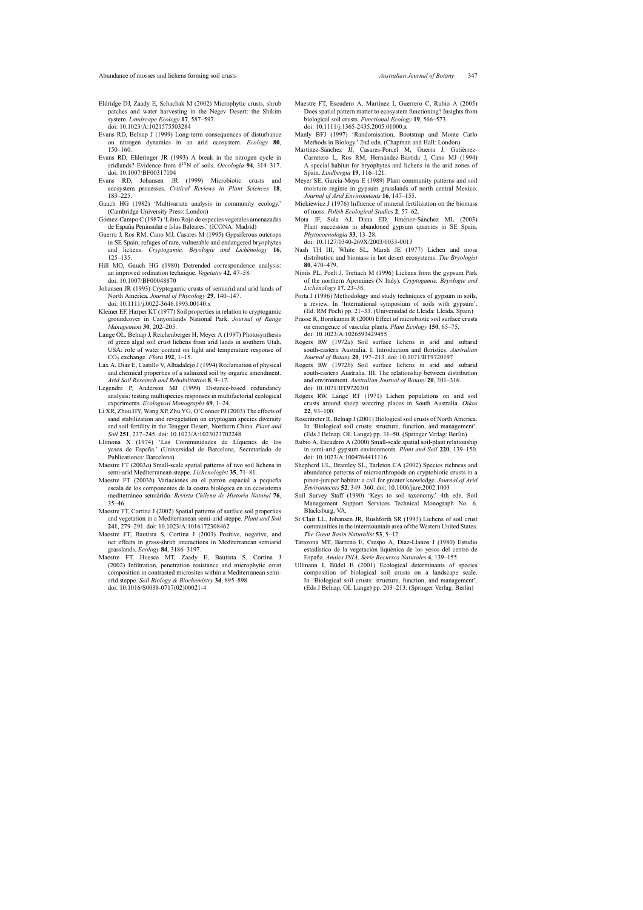Eldridge DJ, Zaady E, Schachak M (2002) Microphytic crusts, shrub patches and water harvesting in the Negev Desert: the Shikim system. *Landscape Ecology* **17**, 587–597. doi: 10.1023/A:1021575503284

Evans RD, Belnap J (1999) Long-term consequences of disturbance on nitrogen dynamics in an arid ecosystem. *Ecology* **80**, 150–160.

Evans RD, Ehleringer JR (1993) A break in the nitrogen cycle in aridlands? Evidence from $\delta^{15}$N of soils. *Oecologia* **94**, 314–317. doi: 10.1007/BF00317104

Evans RD, Johansen JR (1999) Microbiotic crusts and ecosystem processes. *Critical Reviews in Plant Sciences* **18**, 183–225.

Gauch HG (1982) 'Multivariate analysis in community ecology.' (Cambridge University Press: London)

Gómez-Campo C (1987) 'Libro Rojo de especies vegetales amenazadas de España Peninsular e Islas Baleares.' (ICONA: Madrid)

Guerra J, Ros RM, Cano MJ, Casares M (1995) Gypsiferous outcrops in SE Spain, refuges of rare, vulnerable and endangered bryophytes and lichens. *Cryptogamie, Bryologie and Lichénology* **16**, 125–135.

Hill MO, Gauch HG (1980) Detrended correspondence analysis: an improved ordination technique. *Vegetatio* **42**, 47–58. doi: 10.1007/BF00048870

Johansen JR (1993) Cryptogamic crusts of semiarid and arid lands of North America. *Journal of Phycology* **29**, 140–147. doi: 10.1111/j.0022-3646.1993.00140.x

Kleiner EF, Harper KT (1977) Soil properties in relation to cryptogamic groundcover in Canyonlands National Park. *Journal of Range Management* **30**, 202–205.

Lange OL, Belnap J, Reichenberger H, Meyer A (1997) Photosynthesis of green algal soil crust lichens from arid lands in southern Utah, USA: role of water content on light and temperature response of $CO_2$ exchange. *Flora* **192**, 1–15.

Lax A, Díaz E, Castillo V, Albadalejo J (1994) Reclamation of physical and chemical properties of a salinized soil by organic amendment. *Arid Soil Research and Rehabilitation* **8**, 9–17.

Legendre P, Anderson MJ (1999) Distance-based redundancy analysis: testing multispecies responses in multifactorial ecological experiments. *Ecological Monographs* **69**, 1–24.

Li XR, Zhou HY, Wang XP, Zhu YG, O'Conner PJ (2003) The effects of sand stabilization and revegetation on cryptogam species diversity and soil fertility in the Tengger Desert, Northern China. *Plant and Soil* **251**, 237–245. doi: 10.1023/A:1023023702248

Llimona X (1974) 'Las Communidades de Líquenes de los yesos de España.' (Universidad de Barcelona, Secretariado de Publicationes: Barcelona)

Maestre FT (2003*a*) Small-scale spatial patterns of two soil lichens in semi-arid Mediterranean steppe. *Lichenologist* **35**, 71–81.

Maestre FT (2003*b*) Variaciones en el patrón espacial a pequeña escala de los componentes de la costra biológica en un ecosistema mediterráneo semiárido. *Revista Chilena de Historia Natural* **76**, 35–46.

Maestre FT, Cortina J (2002) Spatial patterns of surface soil properties and vegetation in a Mediterranean semi-arid steppe. *Plant and Soil* **241**, 279–291. doi: 10.1023/A:1016172308462

Maestre FT, Bautista S, Cortina J (2003) Positive, negative, and net effects in grass-shrub interactions in Mediterranean semiarid grasslands. *Ecology* **84**, 3186–3197.

Maestre FT, Huesca MT, Zaady E, Bautista S, Cortina J (2002) Infiltration, penetration resistance and microphytic crust composition in contrasted microsites within a Mediterranean semi-arid steppe. *Soil Biology & Biochemistry* **34**, 895–898. doi: 10.1016/S0038-0717(02)00021-4

Maestre FT, Escudero A, Martínez I, Guerrero C, Rubio A (2005) Does spatial pattern matter to ecosystem functioning? Insights from biological soil crusts. *Functional Ecology* **19**, 566–573. doi: 10.1111/j.1365-2435.2005.01000.x

Manly BFJ (1997) 'Randomisation, Bootstrap and Monte Carlo Methods in Biology.' 2nd edn. (Chapman and Hall: London)

Martínez-Sánchez JJ, Casares-Porcel M, Guerra J, Gutiérrez-Carretero L, Ros RM, Hernández-Bastida J, Cano MJ (1994) A special habitat for bryophytes and lichens in the arid zones of Spain. *Lindbergia* **19**, 116–121.

Meyer SE, García-Moya E (1989) Plant community patterns and soil moisture regime in gypsum grasslands of north central Mexico. *Journal of Arid Environments* **16**, 147–155.

Mickiewicz J (1976) Influence of mineral fertilization on the biomass of moss. *Polish Ecological Studies* **2**, 57–62.

Mota JF, Sola AJ, Dana ED, Jiménez-Sánchez ML (2003) Plant succession in abandoned gypsum quarries in SE Spain. *Phytocoenologia* **33**, 13–28. doi: 10.1127/0340-269X/2003/0033-0013

Nash TH III, White SL, Marsh JE (1977) Lichen and moss distribution and biomass in hot desert ecosystems. *The Bryologist* **80**, 470–479.

Nimis PL, Poelt J, Tretiach M (1996) Lichens from the gypsum Park of the northern Apennines (N Italy). *Cryptogamie, Bryologie and Lichénology* **17**, 23–38.

Porta J (1996) Methodology and study techniques of gypsum in soils, a review. In 'International symposium of soils with gypsum'. (Ed. RM Poch) pp. 21–33. (Universidad de Lleida: Lleida, Spain)

Prasse R, Bornkamm R (2000) Effect of microbiotic soil surface crusts on emergence of vascular plants. *Plant Ecology* **150**, 65–75. doi: 10.1023/A:1026593429455

Rogers RW (1972*a*) Soil surface lichens in arid and subarid south-eastern Australia. I. Introduction and floristics. *Australian Journal of Botany* **20**, 197–213. doi: 10.1071/BT9720197

Rogers RW (1972*b*) Soil surface lichens in arid and subarid south-eastern Australia. III. The relationship between distribution and environment. *Australian Journal of Botany* **20**, 301–316. doi: 10.1071/BT9720301

Rogers RW, Lange RT (1971) Lichen populations on arid soil crusts around sheep watering places in South Australia. *Oikos* **22**, 93–100.

Rosentreter R, Belnap J (2001) Biological soil crusts of North America. In 'Biological soil crusts: structure, function, and management'. (Eds J Belnap, OL Lange) pp. 31–50. (Springer Verlag: Berlin)

Rubio A, Escudero A (2000) Small-scale spatial soil-plant relationship in semi-arid gypsum environments. *Plant and Soil* **220**, 139–150. doi: 10.1023/A:1004764411116

Shepherd UL, Brantley SL, Tarleton CA (2002) Species richness and abundance patterns of microarthropods on cryptobiotic crusts in a pinon-juniper habitat: a call for greater knowledge. *Journal of Arid Environments* **52**, 349–360. doi: 10.1006/jare.2002.1003

Soil Survey Staff (1990) 'Keys to soil taxonomy.' 4th edn. Soil Management Support Services Technical Monograph No. 6. Blacksburg, VA.

St Clair LL, Johansen JR, Rushforth SR (1993) Lichens of soil crust communities in the intermountain area of the Western United States. *The Great Basin Naturalist* **53**, 5–12.

Tarazona MT, Barreno E, Crespo A, Diaz-Llanos J (1980) Estudio estadístico de la vegetación liquénica de los yesos del centro de España. *Anales INIA, Serie Recursos Naturales* **4**, 139–155.

Ullmann I, Büdel B (2001) Ecological determinants of species composition of biological soil crusts on a landscape scale. In 'Biological soil crusts: structure, function, and management'. (Eds J Belnap, OL Lange) pp. 203–213. (Springer Verlag: Berlin)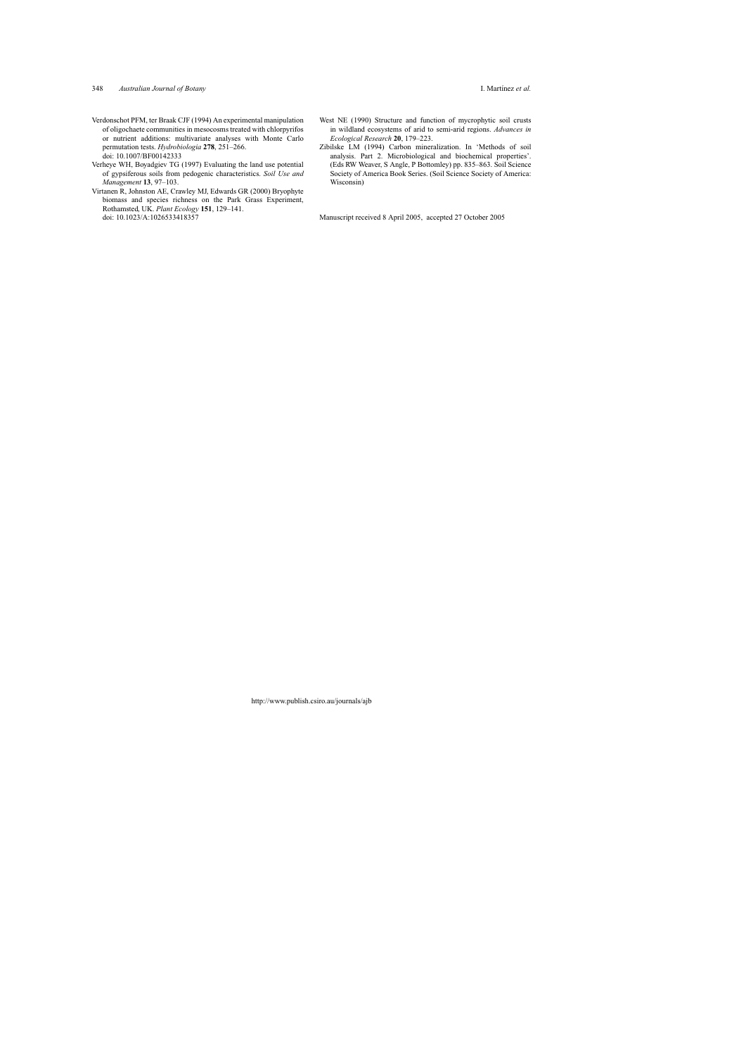Verdonschot PFM, ter Braak CJF (1994) An experimental manipulation of oligochaete communities in mesocosms treated with chlorpyrifos or nutrient additions: multivariate analyses with Monte Carlo permutation tests. *Hydrobiologia* **278**, 251–266. doi: 10.1007/BF00142333

Verheye WH, Boyadgiev TG (1997) Evaluating the land use potential of gypsiferous soils from pedogenic characteristics. *Soil Use and Management* **13**, 97–103.

Virtanen R, Johnston AE, Crawley MJ, Edwards GR (2000) Bryophyte biomass and species richness on the Park Grass Experiment, Rothamsted, UK. *Plant Ecology* **151**, 129–141. doi: 10.1023/A:1026533418357

West NE (1990) Structure and function of mycrophytic soil crusts in wildland ecosystems of arid to semi-arid regions. *Advances in Ecological Research* **20**, 179–223.

Zibilske LM (1994) Carbon mineralization. In 'Methods of soil analysis. Part 2. Microbiological and biochemical properties'. (Eds RW Weaver, S Angle, P Bottomley) pp. 835–863. Soil Science Society of America Book Series. (Soil Science Society of America: Wisconsin)

Manuscript received 8 April 2005, accepted 27 October 2005